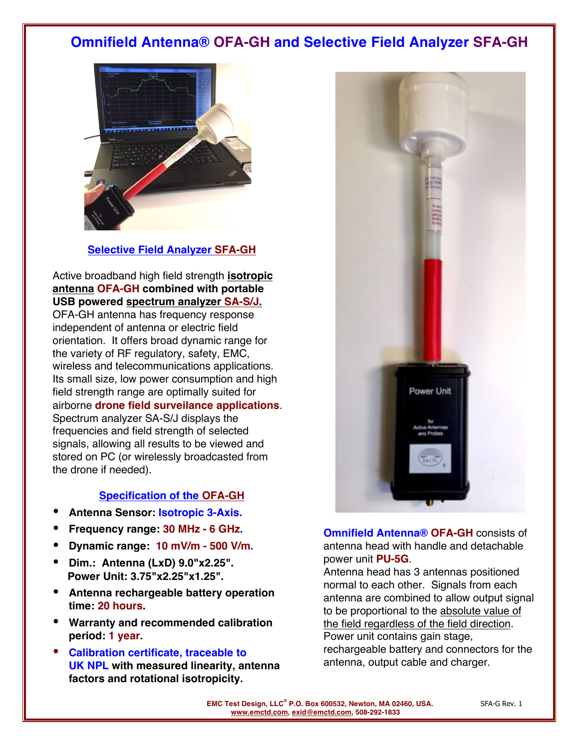# Omnifield Antenna® OFA-GH and Selective Field Analyzer SFA-GH

## Selective Field Analyzer SFA-GH

Active broadband high field strength **isotropic antenna OFA-GH combined with portable USB powered spectrum analyzer SA-S/J.** OFA-GH antenna has frequency response independent of antenna or electric field orientation. It offers broad dynamic range for the variety of RF regulatory, safety, EMC, wireless and telecommunications applications. Its small size, low power consumption and high field strength range are optimally suited for airborne **drone field surveilance applications**. Spectrum analyzer SA-S/J displays the frequencies and field strength of selected signals, allowing all results to be viewed and stored on PC (or wirelessly broadcasted from the drone if needed).

## Specification of the OFA-GH

- **Antenna Sensor: Isotropic 3-Axis.**
- **Frequency range: 30 MHz - 6 GHz.**
- **Dynamic range: 10 mV/m - 500 V/m.**
- **Dim.: Antenna (LxD) 9.0"x2.25". Power Unit: 3.75"x2.25"x1.25".**
- **Antenna rechargeable battery operation time: 20 hours.**
- **Warranty and recommended calibration period: 1 year.**
- **Calibration certificate, traceable to UK NPL with measured linearity, antenna factors and rotational isotropicity.**

**Omnifield Antenna® OFA-GH** consists of antenna head with handle and detachable power unit **PU-5G**.
Antenna head has 3 antennas positioned normal to each other. Signals from each antenna are combined to allow output signal to be proportional to the absolute value of the field regardless of the field direction.
Power unit contains gain stage, rechargeable battery and connectors for the antenna, output cable and charger.

**EMC Test Design, LLC® P.O. Box 600532, Newton, MA 02460, USA.**
**www.emctd.com, exid@emctd.com, 508-292-1833**

SFA-G Rev. 1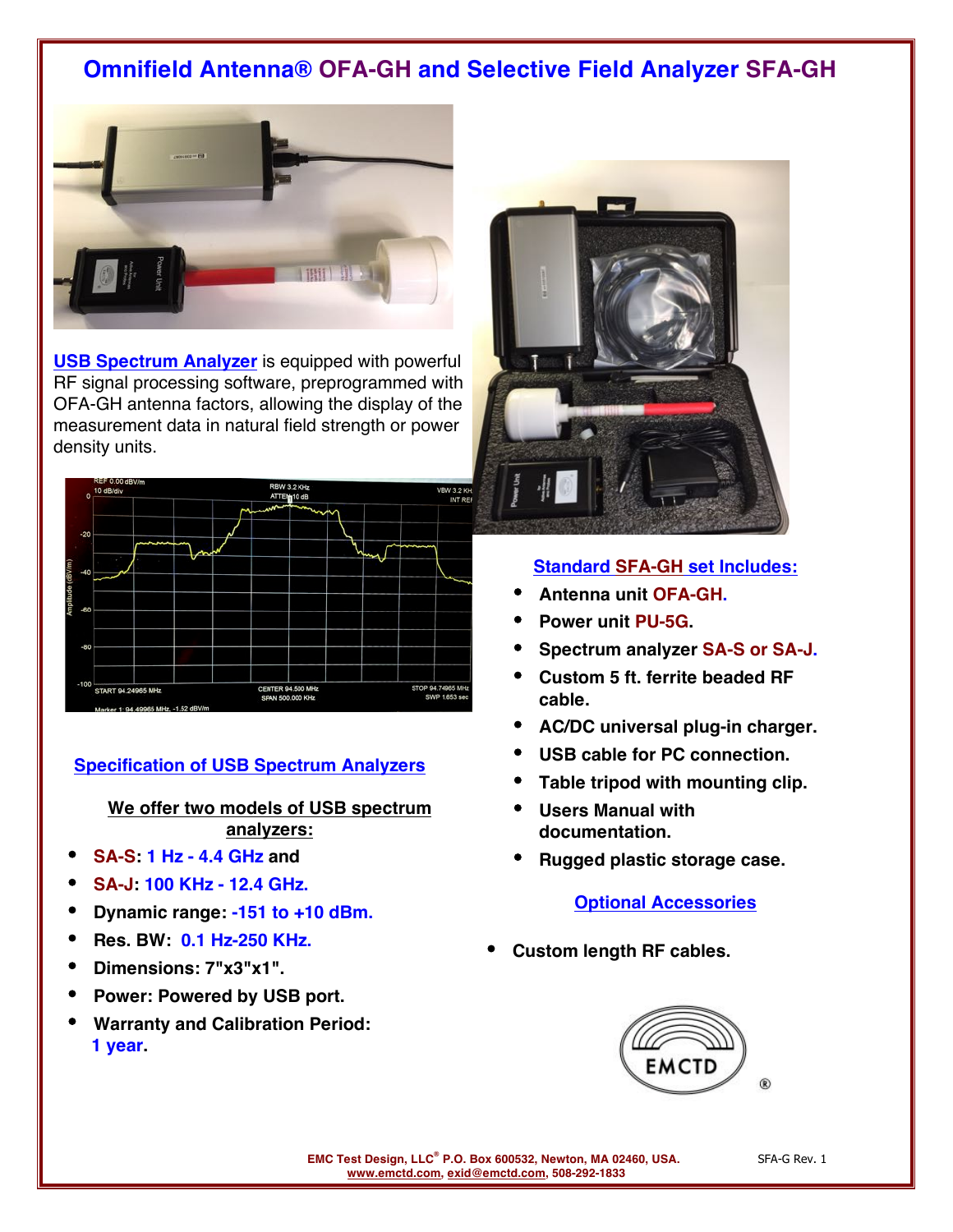# Omnifield Antenna® OFA-GH and Selective Field Analyzer SFA-GH

**USB Spectrum Analyzer** is equipped with powerful RF signal processing software, preprogrammed with OFA-GH antenna factors, allowing the display of the measurement data in natural field strength or power density units.

REF 0.00 dBV/m
10 dB/div
RBW 3.2 KHz
ATTEN 10 dB
VBW 3.2 KHz
INT REF
Amplitude (dBV/m)
0
-20
-40
-60
-80
-100
START 94.24965 MHz
CENTER 94.500 MHz
SPAN 500.000 KHz
STOP 94.74965 MHz
SWP 1.653 sec
Marker 1: 94.49965 MHz, -1.52 dBV/m

## Specification of USB Spectrum Analyzers

**We offer two models of USB spectrum analyzers:**

- **SA-S: 1 Hz - 4.4 GHz and**
- **SA-J: 100 KHz - 12.4 GHz.**
- **Dynamic range: -151 to +10 dBm.**
- **Res. BW: 0.1 Hz-250 KHz.**
- **Dimensions: 7"x3"x1".**
- **Power: Powered by USB port.**
- **Warranty and Calibration Period: 1 year.**

## Standard SFA-GH set Includes:

- **Antenna unit OFA-GH.**
- **Power unit PU-5G.**
- **Spectrum analyzer SA-S or SA-J.**
- **Custom 5 ft. ferrite beaded RF cable.**
- **AC/DC universal plug-in charger.**
- **USB cable for PC connection.**
- **Table tripod with mounting clip.**
- **Users Manual with documentation.**
- **Rugged plastic storage case.**

## Optional Accessories

- **Custom length RF cables.**

EMCTD®

EMC Test Design, LLC® P.O. Box 600532, Newton, MA 02460, USA.
www.emctd.com, exid@emctd.com, 508-292-1833